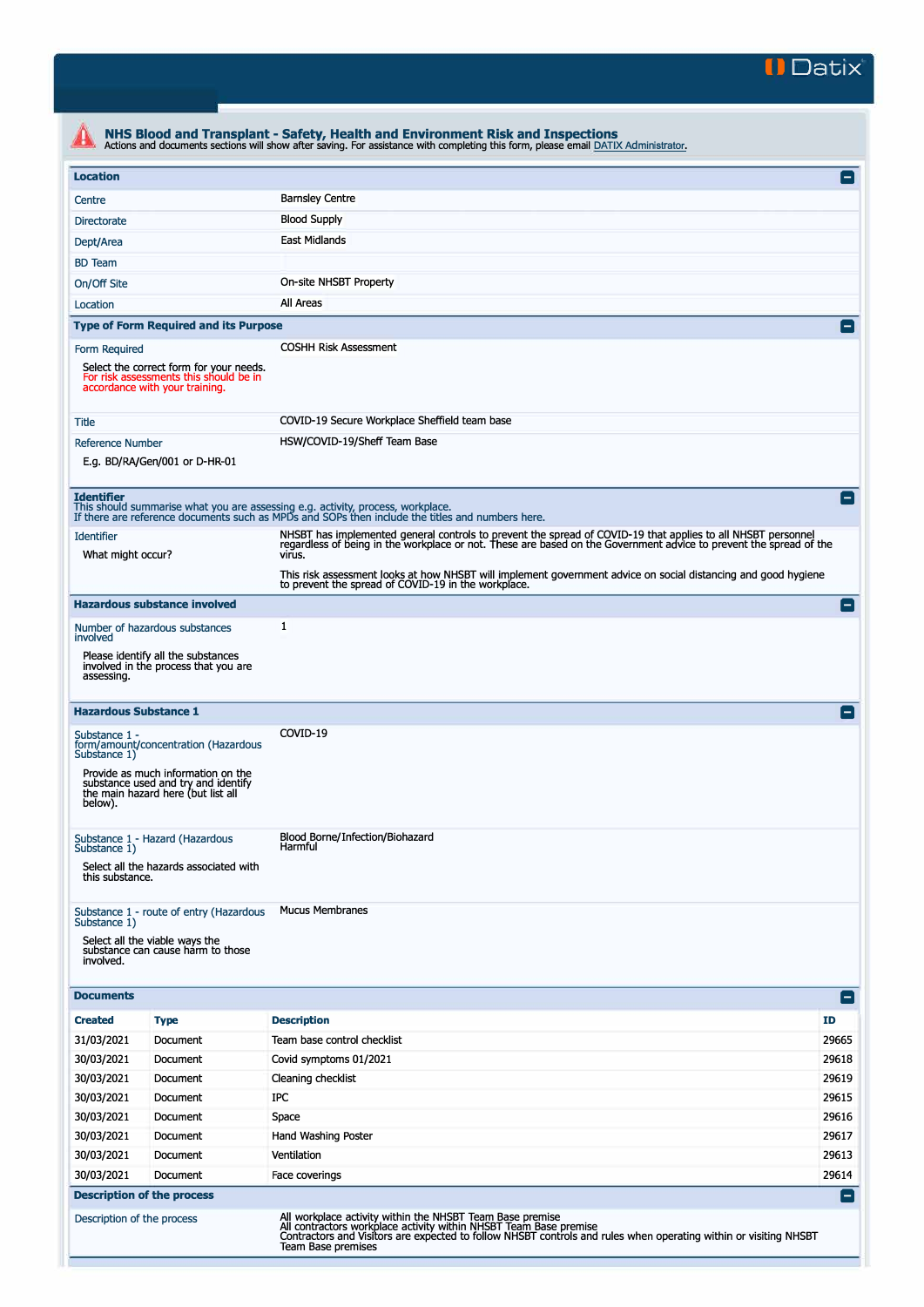# NHS Blood and Transplant - Safety, Health and Environment Risk and Inspections

Actions and documents sections will show after saving. For assistance with completing this form, please email DATIX Administrator.

## Location

| | |
|---|---|
| Centre | Barnsley Centre |
| Directorate | Blood Supply |
| Dept/Area | East Midlands |
| BD Team | |
| On/Off Site | On-site NHSBT Property |
| Location | All Areas |

## Type of Form Required and its Purpose

| | |
|---|---|
| Form Required<br>Select the correct form for your needs. For risk assessments this should be in accordance with your training. | COSHH Risk Assessment |
| Title | COVID-19 Secure Workplace Sheffield team base |
| Reference Number<br>E.g. BD/RA/Gen/001 or D-HR-01 | HSW/COVID-19/Sheff Team Base |

## Identifier

This should summarise what you are assessing e.g. activity, process, workplace.
If there are reference documents such as MPDs and SOPs then include the titles and numbers here.

| | |
|---|---|
| Identifier<br>What might occur? | NHSBT has implemented general controls to prevent the spread of COVID-19 that applies to all NHSBT personnel regardless of being in the workplace or not. These are based on the Government advice to prevent the spread of the virus.<br><br>This risk assessment looks at how NHSBT will implement government advice on social distancing and good hygiene to prevent the spread of COVID-19 in the workplace. |

## Hazardous substance involved

| | |
|---|---|
| Number of hazardous substances involved<br>Please identify all the substances involved in the process that you are assessing. | 1 |

## Hazardous Substance 1

| | |
|---|---|
| Substance 1 - form/amount/concentration (Hazardous Substance 1)<br>Provide as much information on the substance used and try and identify the main hazard here (but list all below). | COVID-19 |
| Substance 1 - Hazard (Hazardous Substance 1)<br>Select all the hazards associated with this substance. | Blood Borne/Infection/Biohazard<br>Harmful |
| Substance 1 - route of entry (Hazardous Substance 1)<br>Select all the viable ways the substance can cause harm to those involved. | Mucus Membranes |

## Documents

| Created | Type | Description | ID |
|---|---|---|---|
| 31/03/2021 | Document | Team base control checklist | 29665 |
| 30/03/2021 | Document | Covid symptoms 01/2021 | 29618 |
| 30/03/2021 | Document | Cleaning checklist | 29619 |
| 30/03/2021 | Document | IPC | 29615 |
| 30/03/2021 | Document | Space | 29616 |
| 30/03/2021 | Document | Hand Washing Poster | 29617 |
| 30/03/2021 | Document | Ventilation | 29613 |
| 30/03/2021 | Document | Face coverings | 29614 |

## Description of the process

| | |
|---|---|
| Description of the process | All workplace activity within the NHSBT Team Base premise<br>All contractors workplace activity within NHSBT Team Base premise<br>Contractors and Visitors are expected to follow NHSBT controls and rules when operating within or visiting NHSBT Team Base premises |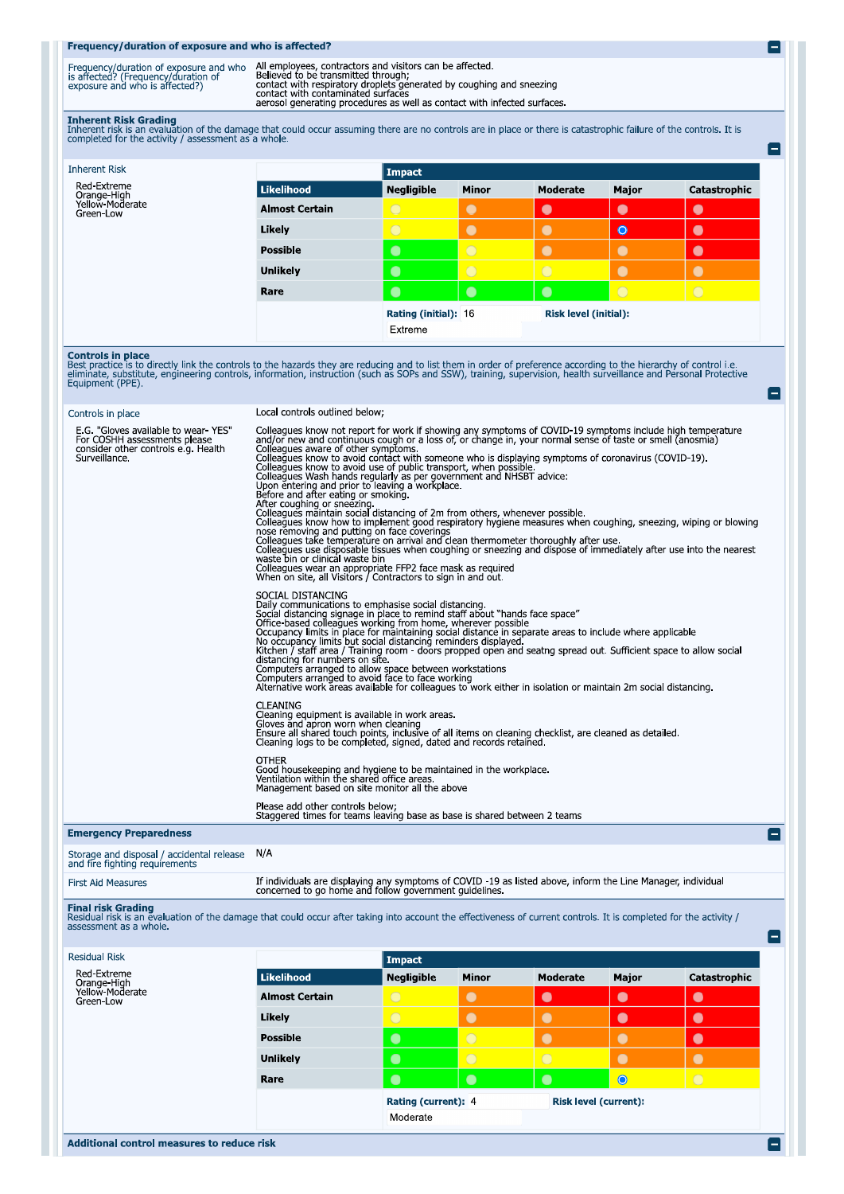## Frequency/duration of exposure and who is affected?

| Frequency/duration of exposure and who is affected? (Frequency/duration of exposure and who is affected?) | All employees, contractors and visitors can be affected.<br>Believed to be transmitted through;<br>contact with respiratory droplets generated by coughing and sneezing<br>contact with contaminated surfaces<br>aerosol generating procedures as well as contact with infected surfaces. |
|---|---|

## Inherent Risk Grading

Inherent risk is an evaluation of the damage that could occur assuming there are no controls are in place or there is catastrophic failure of the controls. It is completed for the activity / assessment as a whole.

Inherent Risk

Red-Extreme
Orange-High
Yellow-Moderate
Green-Low

| Likelihood | Negligible | Minor | Moderate | Major | Catastrophic |
|---|---|---|---|---|---|
| Almost Certain | Yellow | Orange | Red | Red | Red |
| Likely | Yellow | Orange | Orange | Red (selected) | Red |
| Possible | Green | Yellow | Orange | Orange | Red |
| Unlikely | Green | Yellow | Yellow | Orange | Orange |
| Rare | Green | Green | Green | Yellow | Yellow |

**Rating (initial):** 16 **Risk level (initial):** Extreme

## Controls in place

Best practice is to directly link the controls to the hazards they are reducing and to list them in order of preference according to the hierarchy of control i.e. eliminate, substitute, engineering controls, information, instruction (such as SOPs and SSW), training, supervision, health surveillance and Personal Protective Equipment (PPE).

Controls in place

E.G. "Gloves available to wear- YES" For COSHH assessments please consider other controls e.g. Health Surveillance.

Local controls outlined below;

Colleagues know not report for work if showing any symptoms of COVID-19 symptoms include high temperature and/or new and continuous cough or a loss of, or change in, your normal sense of taste or smell (anosmia)
Colleagues aware of other symptoms.
Colleagues know to avoid contact with someone who is displaying symptoms of coronavirus (COVID-19).
Colleagues know to avoid use of public transport, when possible.
Colleagues Wash hands regularly as per government and NHSBT advice:
Upon entering and prior to leaving a workplace.
Before and after eating or smoking.
After coughing or sneezing.
Colleagues maintain social distancing of 2m from others, whenever possible.
Colleagues know how to implement good respiratory hygiene measures when coughing, sneezing, wiping or blowing nose removing and putting on face coverings
Colleagues take temperature on arrival and clean thermometer thoroughly after use.
Colleagues use disposable tissues when coughing or sneezing and dispose of immediately after use into the nearest waste bin or clinical waste bin
Colleagues wear an appropriate FFP2 face mask as required
When on site, all Visitors / Contractors to sign in and out.

SOCIAL DISTANCING
Daily communications to emphasise social distancing.
Social distancing signage in place to remind staff about "hands face space"
Office-based colleagues working from home, wherever possible
Occupancy limits in place for maintaining social distance in separate areas to include where applicable
No occupancy limits but social distancing reminders displayed.
Kitchen / staff area / Training room - doors propped open and seatng spread out. Sufficient space to allow social distancing for numbers on site.
Computers arranged to allow space between workstations
Computers arranged to avoid face to face working
Alternative work areas available for colleagues to work either in isolation or maintain 2m social distancing.

CLEANING
Cleaning equipment is available in work areas.
Gloves and apron worn when cleaning
Ensure all shared touch points, inclusive of all items on cleaning checklist, are cleaned as detailed.
Cleaning logs to be completed, signed, dated and records retained.

OTHER
Good housekeeping and hygiene to be maintained in the workplace.
Ventilation within the shared office areas.
Management based on site monitor all the above

Please add other controls below;
Staggered times for teams leaving base as base is shared between 2 teams

## Emergency Preparedness

| Storage and disposal / accidental release and fire fighting requirements | N/A |
|---|---|
| First Aid Measures | If individuals are displaying any symptoms of COVID -19 as listed above, inform the Line Manager, individual concerned to go home and follow government guidelines. |

## Final risk Grading

Residual risk is an evaluation of the damage that could occur after taking into account the effectiveness of current controls. It is completed for the activity / assessment as a whole.

Residual Risk

Red-Extreme
Orange-High
Yellow-Moderate
Green-Low

| Likelihood | Negligible | Minor | Moderate | Major | Catastrophic |
|---|---|---|---|---|---|
| Almost Certain | Yellow | Orange | Red | Red | Red |
| Likely | Yellow | Orange | Orange | Red | Red |
| Possible | Green | Yellow | Orange | Orange | Red |
| Unlikely | Green | Yellow | Yellow | Orange | Orange |
| Rare | Green | Green | Green | Yellow (selected) | Yellow |

**Rating (current):** 4 **Risk level (current):** Moderate

## Additional control measures to reduce risk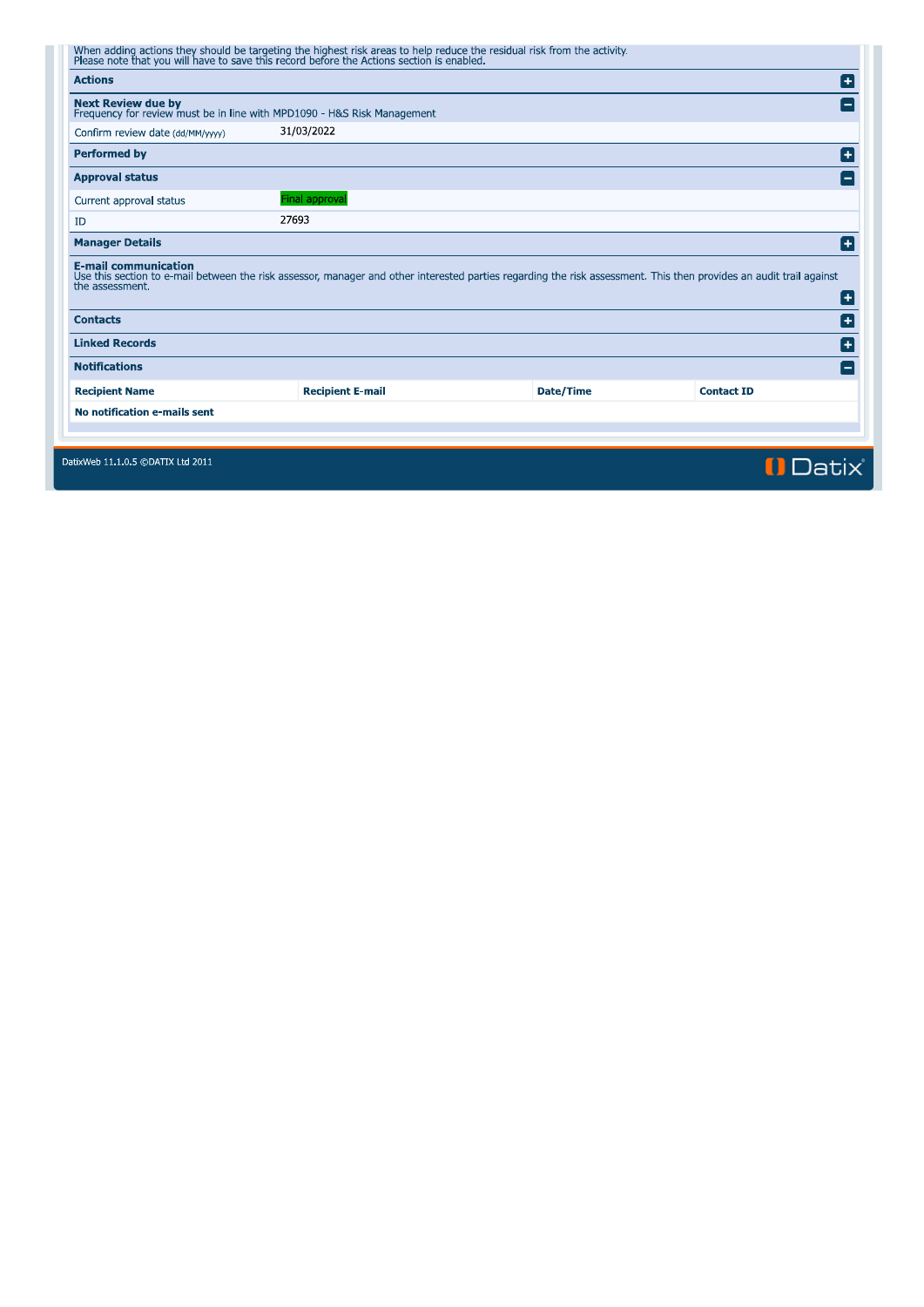When adding actions they should be targeting the highest risk areas to help reduce the residual risk from the activity.
Please note that you will have to save this record before the Actions section is enabled.

**Actions**

**Next Review due by**
Frequency for review must be in line with MPD1090 - H&S Risk Management

| | |
|---|---|
| Confirm review date (dd/MM/yyyy) | 31/03/2022 |

**Performed by**

**Approval status**

| | |
|---|---|
| Current approval status | Final approval |
| ID | 27693 |

**Manager Details**

**E-mail communication**
Use this section to e-mail between the risk assessor, manager and other interested parties regarding the risk assessment. This then provides an audit trail against the assessment.

**Contacts**

**Linked Records**

**Notifications**

| Recipient Name | Recipient E-mail | Date/Time | Contact ID |
|---|---|---|---|
| No notification e-mails sent | | | |

DatixWeb 11.1.0.5 ©DATIX Ltd 2011